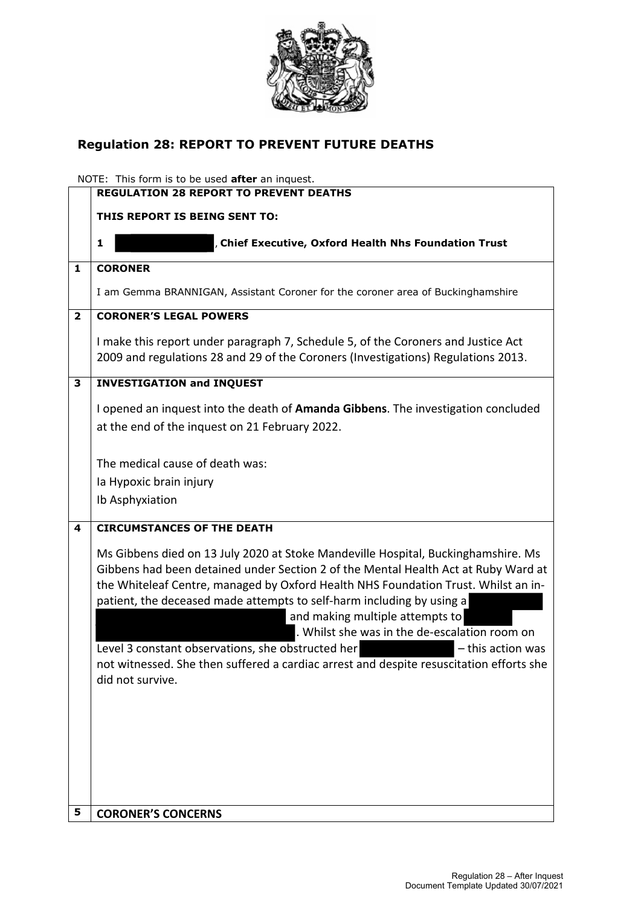## Regulation 28: REPORT TO PREVENT FUTURE DEATHS

NOTE: This form is to be used **after** an inquest.

| | **REGULATION 28 REPORT TO PREVENT DEATHS** |
|---|---|
| | **THIS REPORT IS BEING SENT TO:** <br><br> **1** [REDACTED], **Chief Executive, Oxford Health Nhs Foundation Trust** |
| **1** | **CORONER** <br><br> I am Gemma BRANNIGAN, Assistant Coroner for the coroner area of Buckinghamshire |
| **2** | **CORONER'S LEGAL POWERS** <br><br> I make this report under paragraph 7, Schedule 5, of the Coroners and Justice Act 2009 and regulations 28 and 29 of the Coroners (Investigations) Regulations 2013. |
| **3** | **INVESTIGATION and INQUEST** <br><br> I opened an inquest into the death of **Amanda Gibbens**. The investigation concluded at the end of the inquest on 21 February 2022. <br><br> The medical cause of death was: <br> Ia Hypoxic brain injury <br> Ib Asphyxiation |
| **4** | **CIRCUMSTANCES OF THE DEATH** <br><br> Ms Gibbens died on 13 July 2020 at Stoke Mandeville Hospital, Buckinghamshire. Ms Gibbens had been detained under Section 2 of the Mental Health Act at Ruby Ward at the Whiteleaf Centre, managed by Oxford Health NHS Foundation Trust. Whilst an in-patient, the deceased made attempts to self-harm including by using a [REDACTED] and making multiple attempts to [REDACTED]. Whilst she was in the de-escalation room on Level 3 constant observations, she obstructed her [REDACTED] – this action was not witnessed. She then suffered a cardiac arrest and despite resuscitation efforts she did not survive. |
| **5** | **CORONER'S CONCERNS** |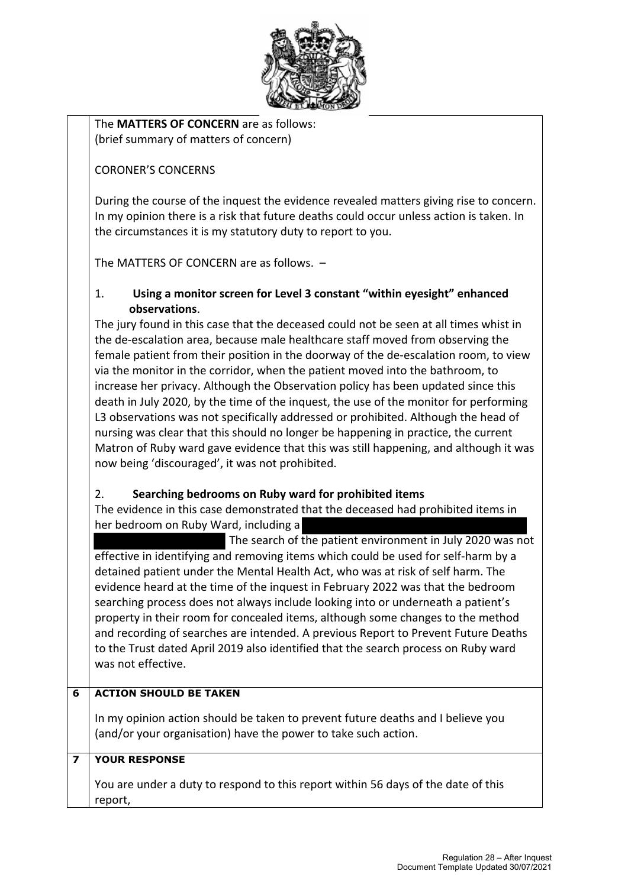The **MATTERS OF CONCERN** are as follows:
(brief summary of matters of concern)

CORONER'S CONCERNS

During the course of the inquest the evidence revealed matters giving rise to concern. In my opinion there is a risk that future deaths could occur unless action is taken. In the circumstances it is my statutory duty to report to you.

The MATTERS OF CONCERN are as follows. –

1. **Using a monitor screen for Level 3 constant "within eyesight" enhanced observations**.

The jury found in this case that the deceased could not be seen at all times whist in the de-escalation area, because male healthcare staff moved from observing the female patient from their position in the doorway of the de-escalation room, to view via the monitor in the corridor, when the patient moved into the bathroom, to increase her privacy. Although the Observation policy has been updated since this death in July 2020, by the time of the inquest, the use of the monitor for performing L3 observations was not specifically addressed or prohibited. Although the head of nursing was clear that this should no longer be happening in practice, the current Matron of Ruby ward gave evidence that this was still happening, and although it was now being 'discouraged', it was not prohibited.

2. **Searching bedrooms on Ruby ward for prohibited items**

The evidence in this case demonstrated that the deceased had prohibited items in her bedroom on Ruby Ward, including a [REDACTED] The search of the patient environment in July 2020 was not effective in identifying and removing items which could be used for self-harm by a detained patient under the Mental Health Act, who was at risk of self harm. The evidence heard at the time of the inquest in February 2022 was that the bedroom searching process does not always include looking into or underneath a patient's property in their room for concealed items, although some changes to the method and recording of searches are intended. A previous Report to Prevent Future Deaths to the Trust dated April 2019 also identified that the search process on Ruby ward was not effective.

## 6 ACTION SHOULD BE TAKEN

In my opinion action should be taken to prevent future deaths and I believe you (and/or your organisation) have the power to take such action.

## 7 YOUR RESPONSE

You are under a duty to respond to this report within 56 days of the date of this report,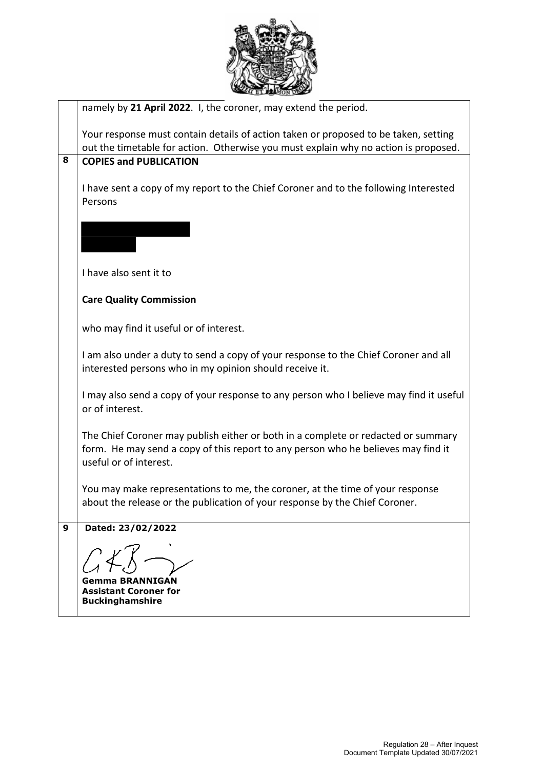namely by **21 April 2022**. I, the coroner, may extend the period.

Your response must contain details of action taken or proposed to be taken, setting out the timetable for action. Otherwise you must explain why no action is proposed.

**8 COPIES and PUBLICATION**

I have sent a copy of my report to the Chief Coroner and to the following Interested Persons

I have also sent it to

**Care Quality Commission**

who may find it useful or of interest.

I am also under a duty to send a copy of your response to the Chief Coroner and all interested persons who in my opinion should receive it.

I may also send a copy of your response to any person who I believe may find it useful or of interest.

The Chief Coroner may publish either or both in a complete or redacted or summary form. He may send a copy of this report to any person who he believes may find it useful or of interest.

You may make representations to me, the coroner, at the time of your response about the release or the publication of your response by the Chief Coroner.

**9 Dated: 23/02/2022**

**Gemma BRANNIGAN**
**Assistant Coroner for Buckinghamshire**